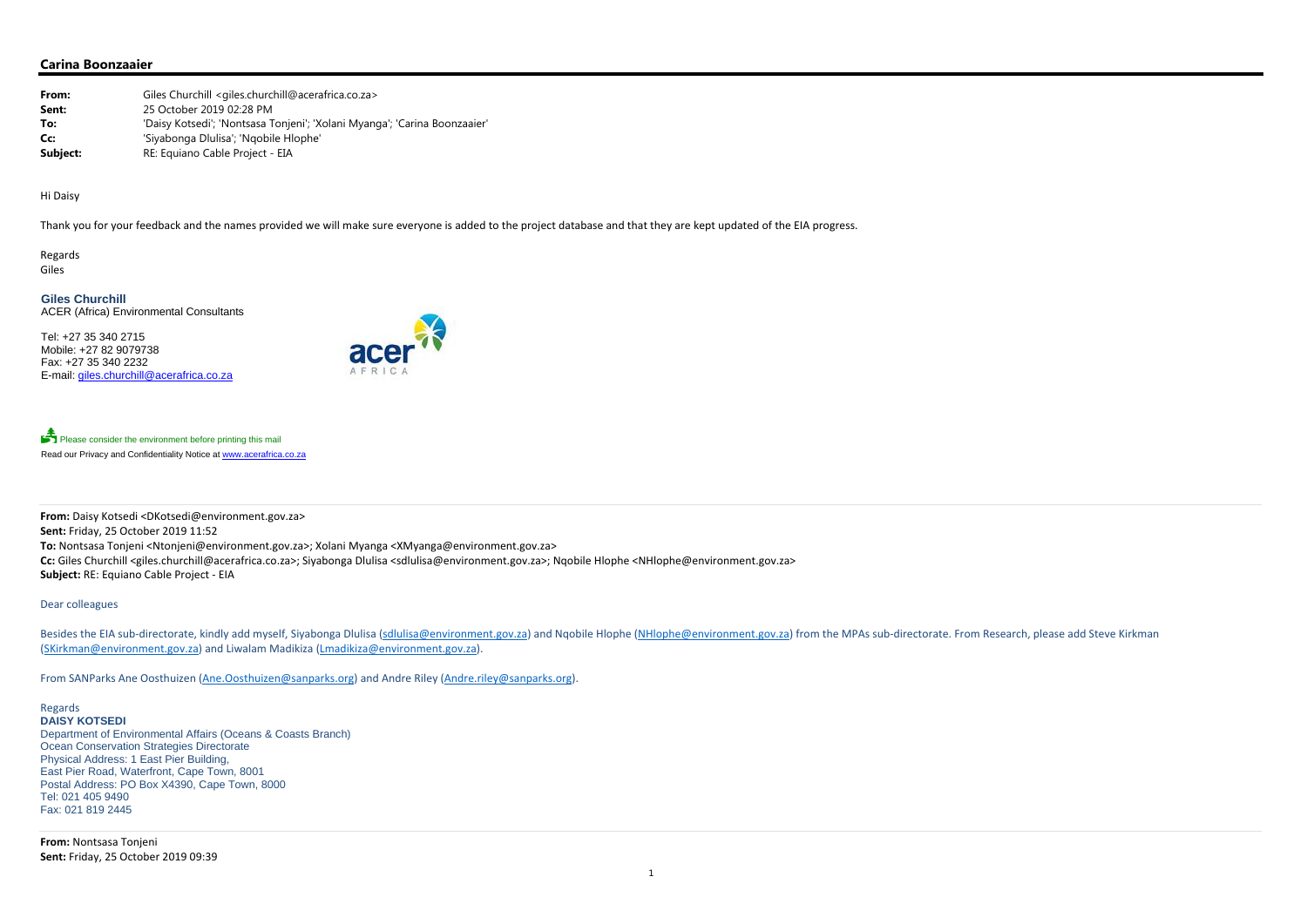**Carina Boonzaaier**

| | |
|---|---|
| **From:** | Giles Churchill <giles.churchill@acerafrica.co.za> |
| **Sent:** | 25 October 2019 02:28 PM |
| **To:** | 'Daisy Kotsedi'; 'Nontsasa Tonjeni'; 'Xolani Myanga'; 'Carina Boonzaaier' |
| **Cc:** | 'Siyabonga Dlulisa'; 'Nqobile Hlophe' |
| **Subject:** | RE: Equiano Cable Project - EIA |

Hi Daisy

Thank you for your feedback and the names provided we will make sure everyone is added to the project database and that they are kept updated of the EIA progress.

Regards
Giles

**Giles Churchill**
ACER (Africa) Environmental Consultants

Tel: +27 35 340 2715
Mobile: +27 82 9079738
Fax: +27 35 340 2232
E-mail: giles.churchill@acerafrica.co.za

Please consider the environment before printing this mail
Read our Privacy and Confidentiality Notice at www.acerafrica.co.za

---

**From:** Daisy Kotsedi <DKotsedi@environment.gov.za>
**Sent:** Friday, 25 October 2019 11:52
**To:** Nontsasa Tonjeni <Ntonjeni@environment.gov.za>; Xolani Myanga <XMyanga@environment.gov.za>
**Cc:** Giles Churchill <giles.churchill@acerafrica.co.za>; Siyabonga Dlulisa <sdlulisa@environment.gov.za>; Nqobile Hlophe <NHlophe@environment.gov.za>
**Subject:** RE: Equiano Cable Project - EIA

Dear colleagues

Besides the EIA sub-directorate, kindly add myself, Siyabonga Dlulisa (sdlulisa@environment.gov.za) and Nqobile Hlophe (NHlophe@environment.gov.za) from the MPAs sub-directorate. From Research, please add Steve Kirkman (SKirkman@environment.gov.za) and Liwalam Madikiza (Lmadikiza@environment.gov.za).

From SANParks Ane Oosthuizen (Ane.Oosthuizen@sanparks.org) and Andre Riley (Andre.riley@sanparks.org).

Regards
**DAISY KOTSEDI**
Department of Environmental Affairs (Oceans & Coasts Branch)
Ocean Conservation Strategies Directorate
Physical Address: 1 East Pier Building,
East Pier Road, Waterfront, Cape Town, 8001
Postal Address: PO Box X4390, Cape Town, 8000
Tel: 021 405 9490
Fax: 021 819 2445

---

**From:** Nontsasa Tonjeni
**Sent:** Friday, 25 October 2019 09:39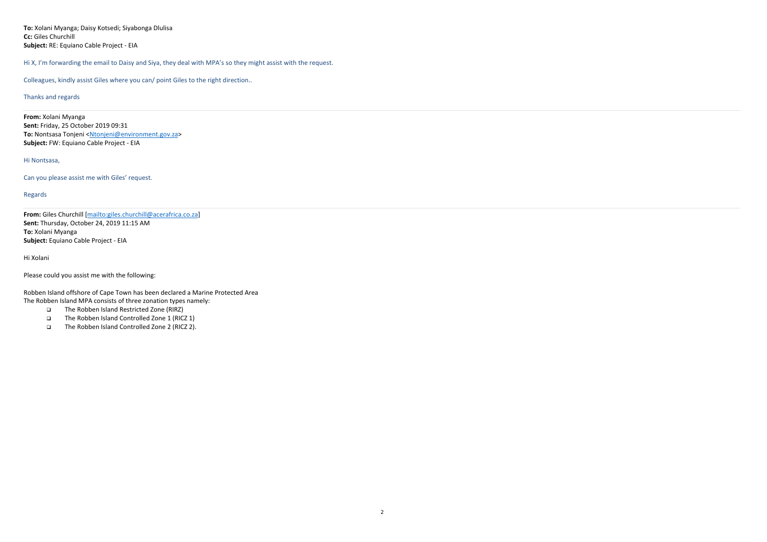**To:** Xolani Myanga; Daisy Kotsedi; Siyabonga Dlulisa
**Cc:** Giles Churchill
**Subject:** RE: Equiano Cable Project - EIA

Hi X, I'm forwarding the email to Daisy and Siya, they deal with MPA's so they might assist with the request.

Colleagues, kindly assist Giles where you can/ point Giles to the right direction..

Thanks and regards

---

**From:** Xolani Myanga
**Sent:** Friday, 25 October 2019 09:31
**To:** Nontsasa Tonjeni <Ntonjeni@environment.gov.za>
**Subject:** FW: Equiano Cable Project - EIA

Hi Nontsasa,

Can you please assist me with Giles' request.

Regards

---

**From:** Giles Churchill [mailto:giles.churchill@acerafrica.co.za]
**Sent:** Thursday, October 24, 2019 11:15 AM
**To:** Xolani Myanga
**Subject:** Equiano Cable Project - EIA

Hi Xolani

Please could you assist me with the following:

Robben Island offshore of Cape Town has been declared a Marine Protected Area
The Robben Island MPA consists of three zonation types namely:

- The Robben Island Restricted Zone (RIRZ)
- The Robben Island Controlled Zone 1 (RICZ 1)
- The Robben Island Controlled Zone 2 (RICZ 2).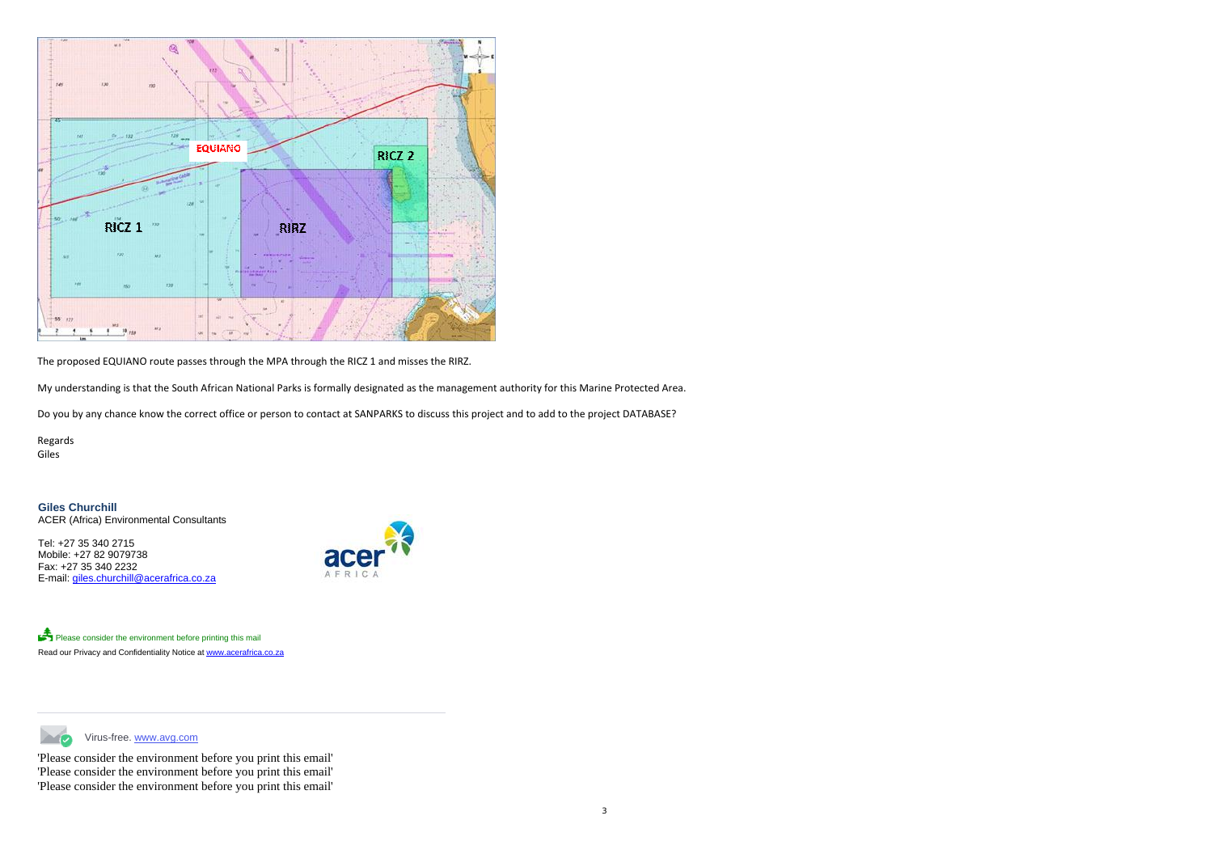The proposed EQUIANO route passes through the MPA through the RICZ 1 and misses the RIRZ.

My understanding is that the South African National Parks is formally designated as the management authority for this Marine Protected Area.

Do you by any chance know the correct office or person to contact at SANPARKS to discuss this project and to add to the project DATABASE?

Regards
Giles

**Giles Churchill**
ACER (Africa) Environmental Consultants

Tel: +27 35 340 2715
Mobile: +27 82 9079738
Fax: +27 35 340 2232
E-mail: giles.churchill@acerafrica.co.za

Please consider the environment before printing this mail
Read our Privacy and Confidentiality Notice at www.acerafrica.co.za

Virus-free. www.avg.com

'Please consider the environment before you print this email'
'Please consider the environment before you print this email'
'Please consider the environment before you print this email'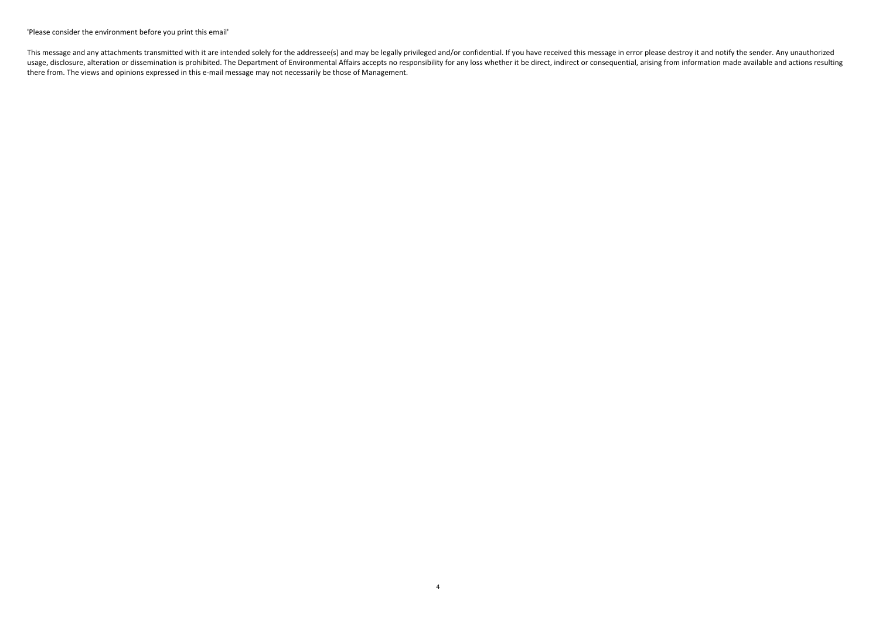'Please consider the environment before you print this email'

This message and any attachments transmitted with it are intended solely for the addressee(s) and may be legally privileged and/or confidential. If you have received this message in error please destroy it and notify the sender. Any unauthorized usage, disclosure, alteration or dissemination is prohibited. The Department of Environmental Affairs accepts no responsibility for any loss whether it be direct, indirect or consequential, arising from information made available and actions resulting there from. The views and opinions expressed in this e-mail message may not necessarily be those of Management.